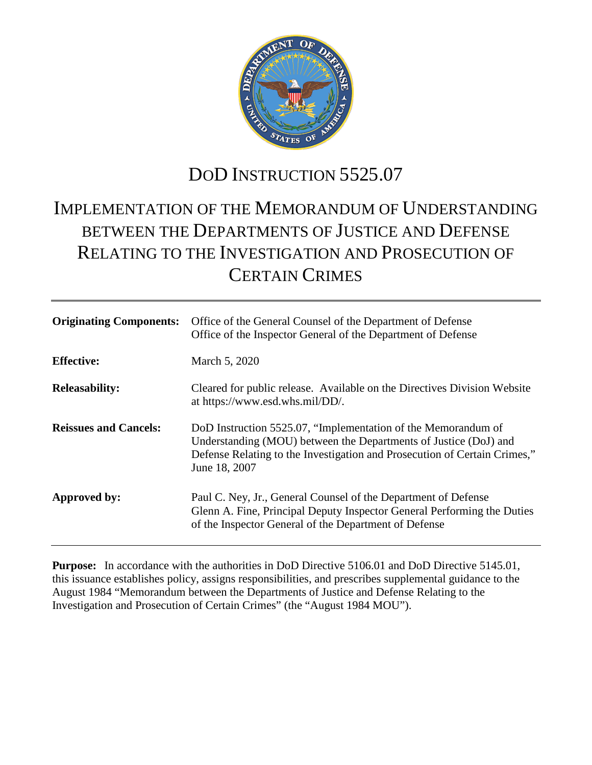# DoD INSTRUCTION 5525.07

# IMPLEMENTATION OF THE MEMORANDUM OF UNDERSTANDING BETWEEN THE DEPARTMENTS OF JUSTICE AND DEFENSE RELATING TO THE INVESTIGATION AND PROSECUTION OF CERTAIN CRIMES

---

| | |
|---|---|
| **Originating Components:** | Office of the General Counsel of the Department of Defense<br>Office of the Inspector General of the Department of Defense |
| **Effective:** | March 5, 2020 |
| **Releasability:** | Cleared for public release. Available on the Directives Division Website at https://www.esd.whs.mil/DD/. |
| **Reissues and Cancels:** | DoD Instruction 5525.07, "Implementation of the Memorandum of Understanding (MOU) between the Departments of Justice (DoJ) and Defense Relating to the Investigation and Prosecution of Certain Crimes," June 18, 2007 |
| **Approved by:** | Paul C. Ney, Jr., General Counsel of the Department of Defense<br>Glenn A. Fine, Principal Deputy Inspector General Performing the Duties of the Inspector General of the Department of Defense |

---

**Purpose:** In accordance with the authorities in DoD Directive 5106.01 and DoD Directive 5145.01, this issuance establishes policy, assigns responsibilities, and prescribes supplemental guidance to the August 1984 "Memorandum between the Departments of Justice and Defense Relating to the Investigation and Prosecution of Certain Crimes" (the "August 1984 MOU").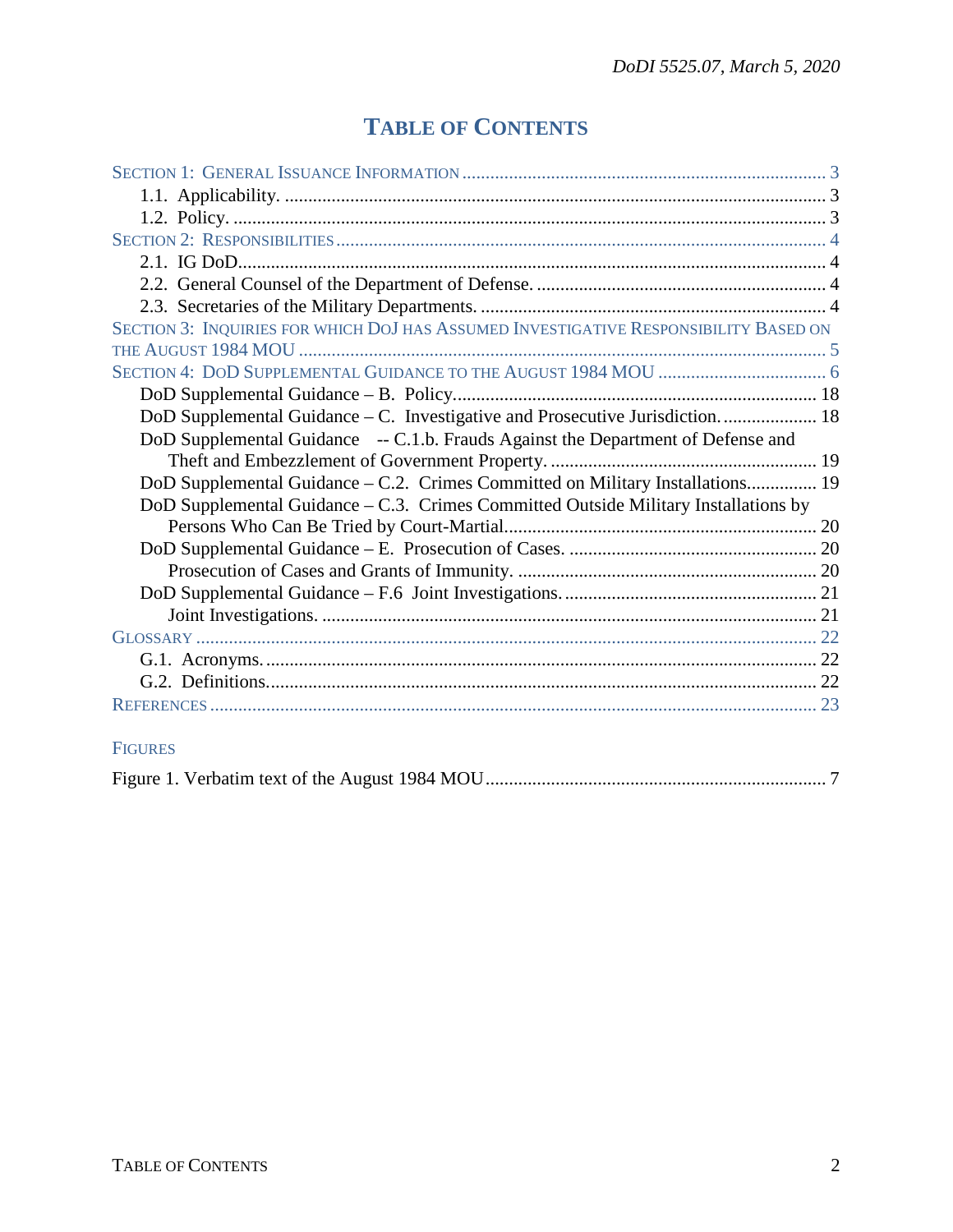# TABLE OF CONTENTS

SECTION 1: GENERAL ISSUANCE INFORMATION ............ 3
- 1.1. Applicability. ............ 3
- 1.2. Policy. ............ 3

SECTION 2: RESPONSIBILITIES ............ 4
- 2.1. IG DoD. ............ 4
- 2.2. General Counsel of the Department of Defense. ............ 4
- 2.3. Secretaries of the Military Departments. ............ 4

SECTION 3: INQUIRIES FOR WHICH DOJ HAS ASSUMED INVESTIGATIVE RESPONSIBILITY BASED ON THE AUGUST 1984 MOU ............ 5

SECTION 4: DOD SUPPLEMENTAL GUIDANCE TO THE AUGUST 1984 MOU ............ 6
- DoD Supplemental Guidance – B. Policy. ............ 18
- DoD Supplemental Guidance – C. Investigative and Prosecutive Jurisdiction. ............ 18
- DoD Supplemental Guidance -- C.1.b. Frauds Against the Department of Defense and Theft and Embezzlement of Government Property. ............ 19
- DoD Supplemental Guidance – C.2. Crimes Committed on Military Installations. ............ 19
- DoD Supplemental Guidance – C.3. Crimes Committed Outside Military Installations by Persons Who Can Be Tried by Court-Martial. ............ 20
- DoD Supplemental Guidance – E. Prosecution of Cases. ............ 20
  - Prosecution of Cases and Grants of Immunity. ............ 20
- DoD Supplemental Guidance – F.6 Joint Investigations. ............ 21
  - Joint Investigations. ............ 21

GLOSSARY ............ 22
- G.1. Acronyms. ............ 22
- G.2. Definitions. ............ 22

REFERENCES ............ 23

FIGURES

Figure 1. Verbatim text of the August 1984 MOU ............ 7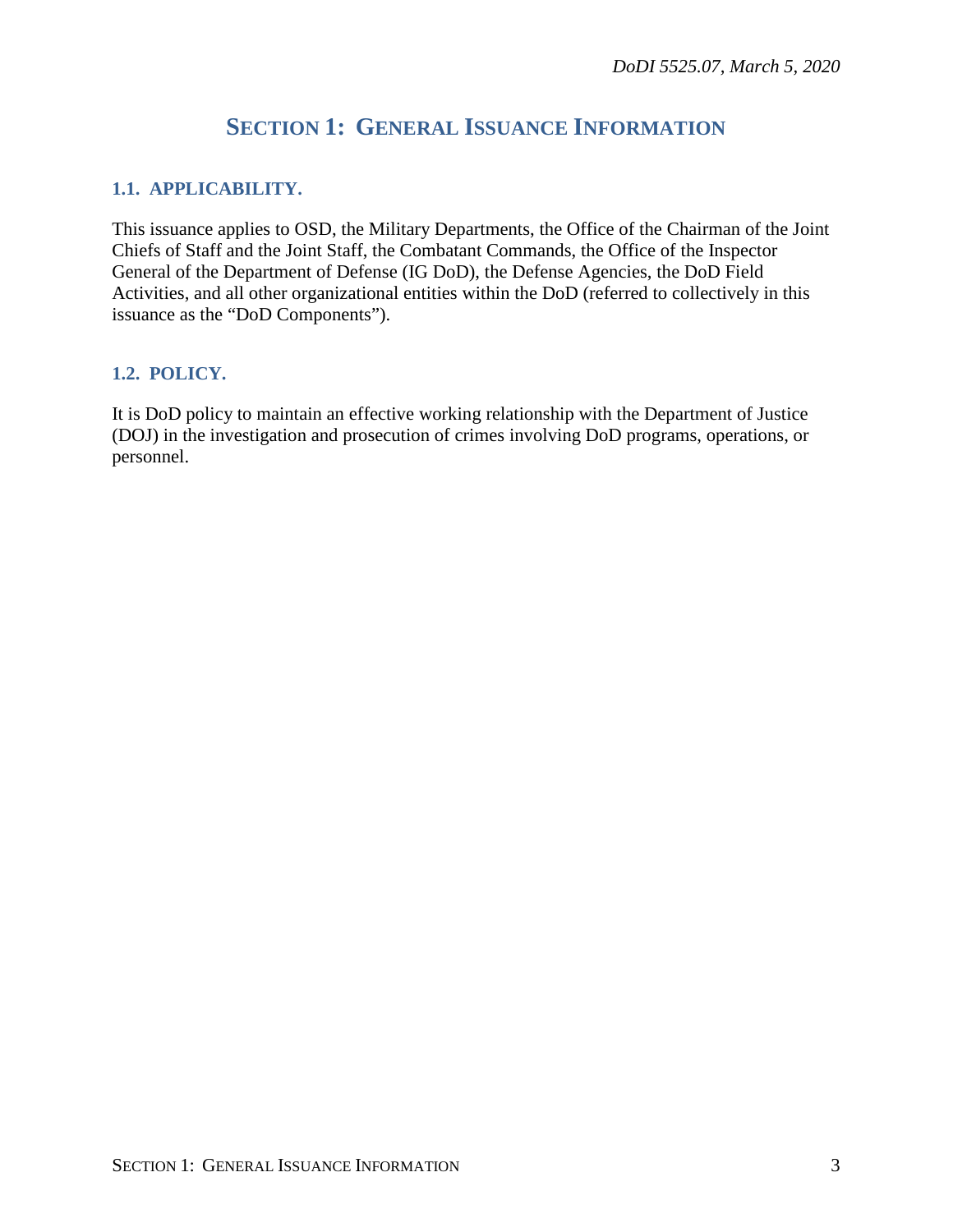# SECTION 1: GENERAL ISSUANCE INFORMATION

## 1.1. APPLICABILITY.

This issuance applies to OSD, the Military Departments, the Office of the Chairman of the Joint Chiefs of Staff and the Joint Staff, the Combatant Commands, the Office of the Inspector General of the Department of Defense (IG DoD), the Defense Agencies, the DoD Field Activities, and all other organizational entities within the DoD (referred to collectively in this issuance as the "DoD Components").

## 1.2. POLICY.

It is DoD policy to maintain an effective working relationship with the Department of Justice (DOJ) in the investigation and prosecution of crimes involving DoD programs, operations, or personnel.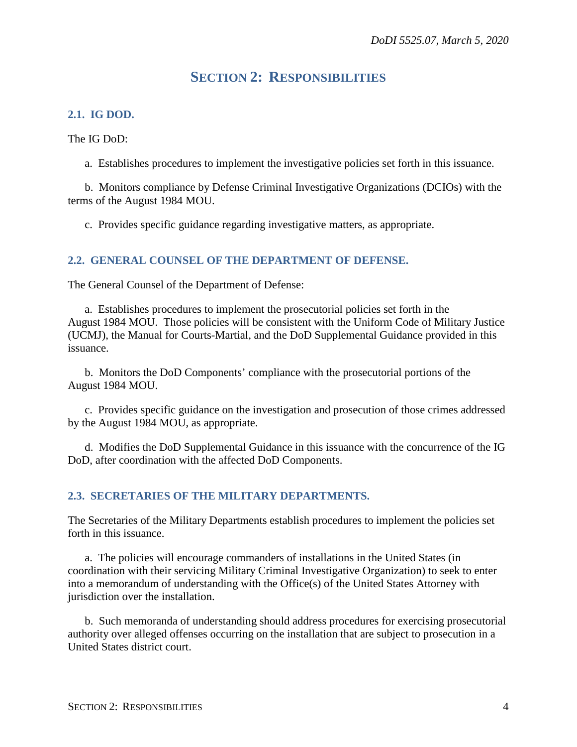# SECTION 2: RESPONSIBILITIES

## 2.1. IG DOD.

The IG DoD:

a. Establishes procedures to implement the investigative policies set forth in this issuance.

b. Monitors compliance by Defense Criminal Investigative Organizations (DCIOs) with the terms of the August 1984 MOU.

c. Provides specific guidance regarding investigative matters, as appropriate.

## 2.2. GENERAL COUNSEL OF THE DEPARTMENT OF DEFENSE.

The General Counsel of the Department of Defense:

a. Establishes procedures to implement the prosecutorial policies set forth in the August 1984 MOU. Those policies will be consistent with the Uniform Code of Military Justice (UCMJ), the Manual for Courts-Martial, and the DoD Supplemental Guidance provided in this issuance.

b. Monitors the DoD Components' compliance with the prosecutorial portions of the August 1984 MOU.

c. Provides specific guidance on the investigation and prosecution of those crimes addressed by the August 1984 MOU, as appropriate.

d. Modifies the DoD Supplemental Guidance in this issuance with the concurrence of the IG DoD, after coordination with the affected DoD Components.

## 2.3. SECRETARIES OF THE MILITARY DEPARTMENTS.

The Secretaries of the Military Departments establish procedures to implement the policies set forth in this issuance.

a. The policies will encourage commanders of installations in the United States (in coordination with their servicing Military Criminal Investigative Organization) to seek to enter into a memorandum of understanding with the Office(s) of the United States Attorney with jurisdiction over the installation.

b. Such memoranda of understanding should address procedures for exercising prosecutorial authority over alleged offenses occurring on the installation that are subject to prosecution in a United States district court.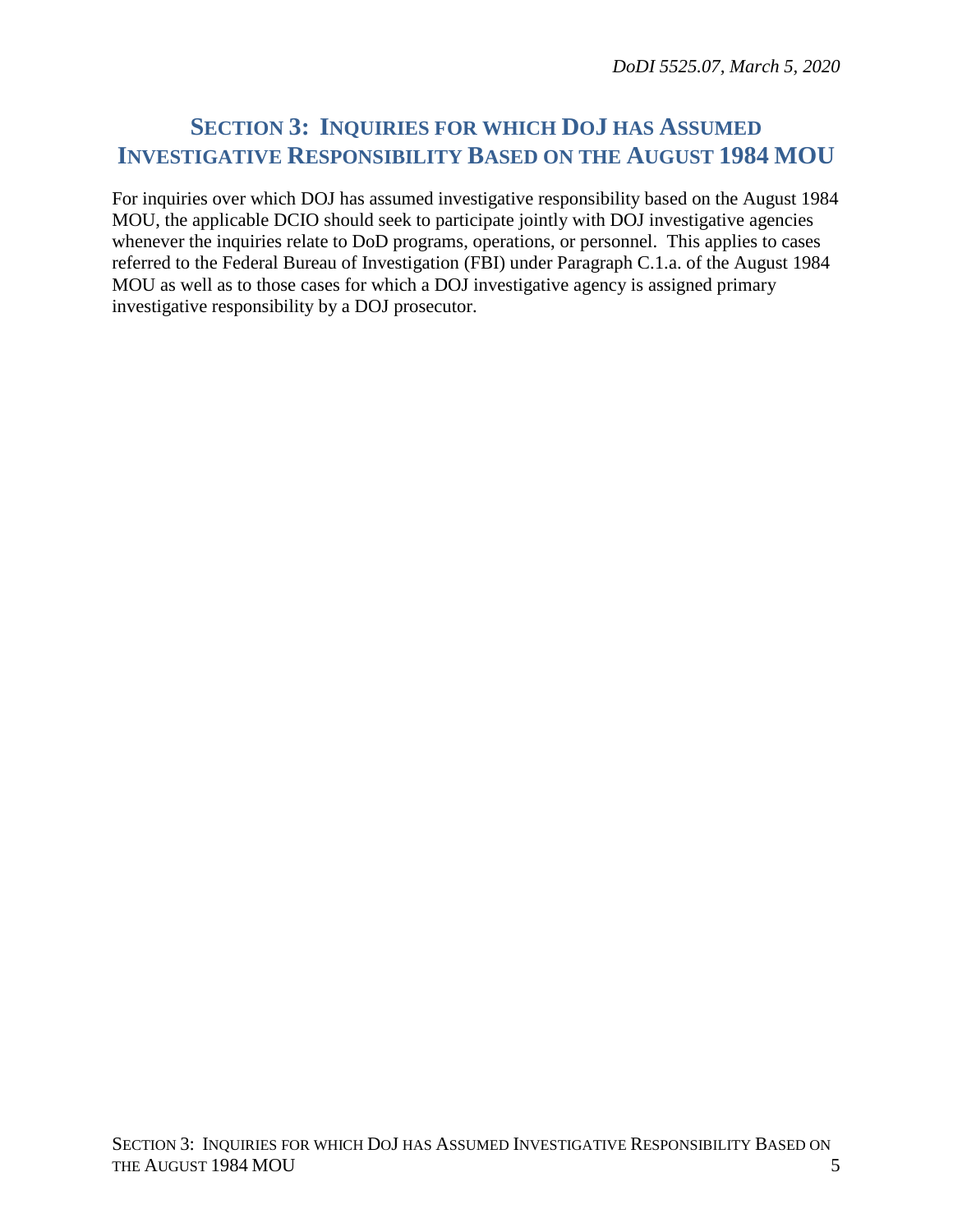# SECTION 3: INQUIRIES FOR WHICH DOJ HAS ASSUMED INVESTIGATIVE RESPONSIBILITY BASED ON THE AUGUST 1984 MOU

For inquiries over which DOJ has assumed investigative responsibility based on the August 1984 MOU, the applicable DCIO should seek to participate jointly with DOJ investigative agencies whenever the inquiries relate to DoD programs, operations, or personnel. This applies to cases referred to the Federal Bureau of Investigation (FBI) under Paragraph C.1.a. of the August 1984 MOU as well as to those cases for which a DOJ investigative agency is assigned primary investigative responsibility by a DOJ prosecutor.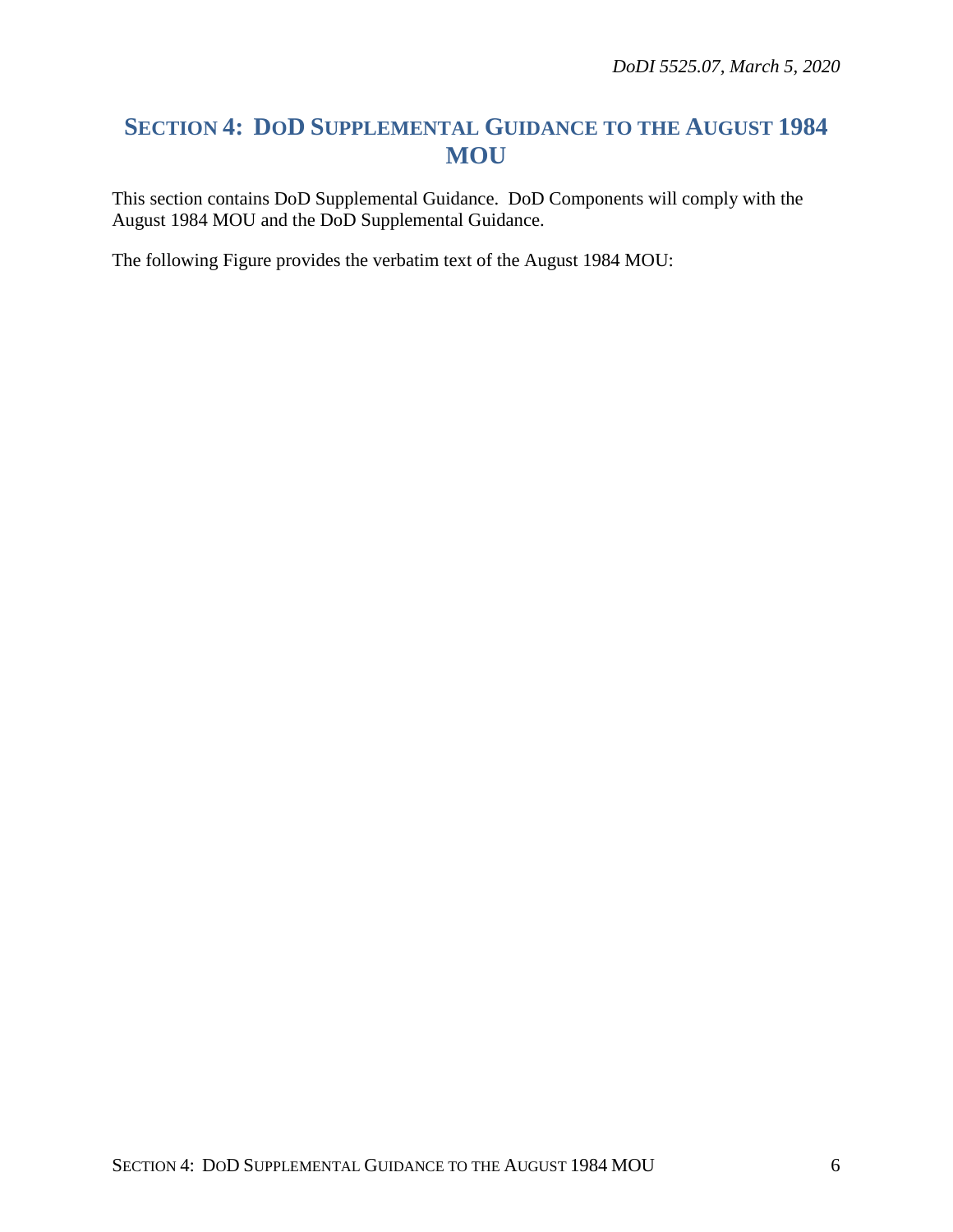# SECTION 4: DOD SUPPLEMENTAL GUIDANCE TO THE AUGUST 1984 MOU

This section contains DoD Supplemental Guidance. DoD Components will comply with the August 1984 MOU and the DoD Supplemental Guidance.

The following Figure provides the verbatim text of the August 1984 MOU: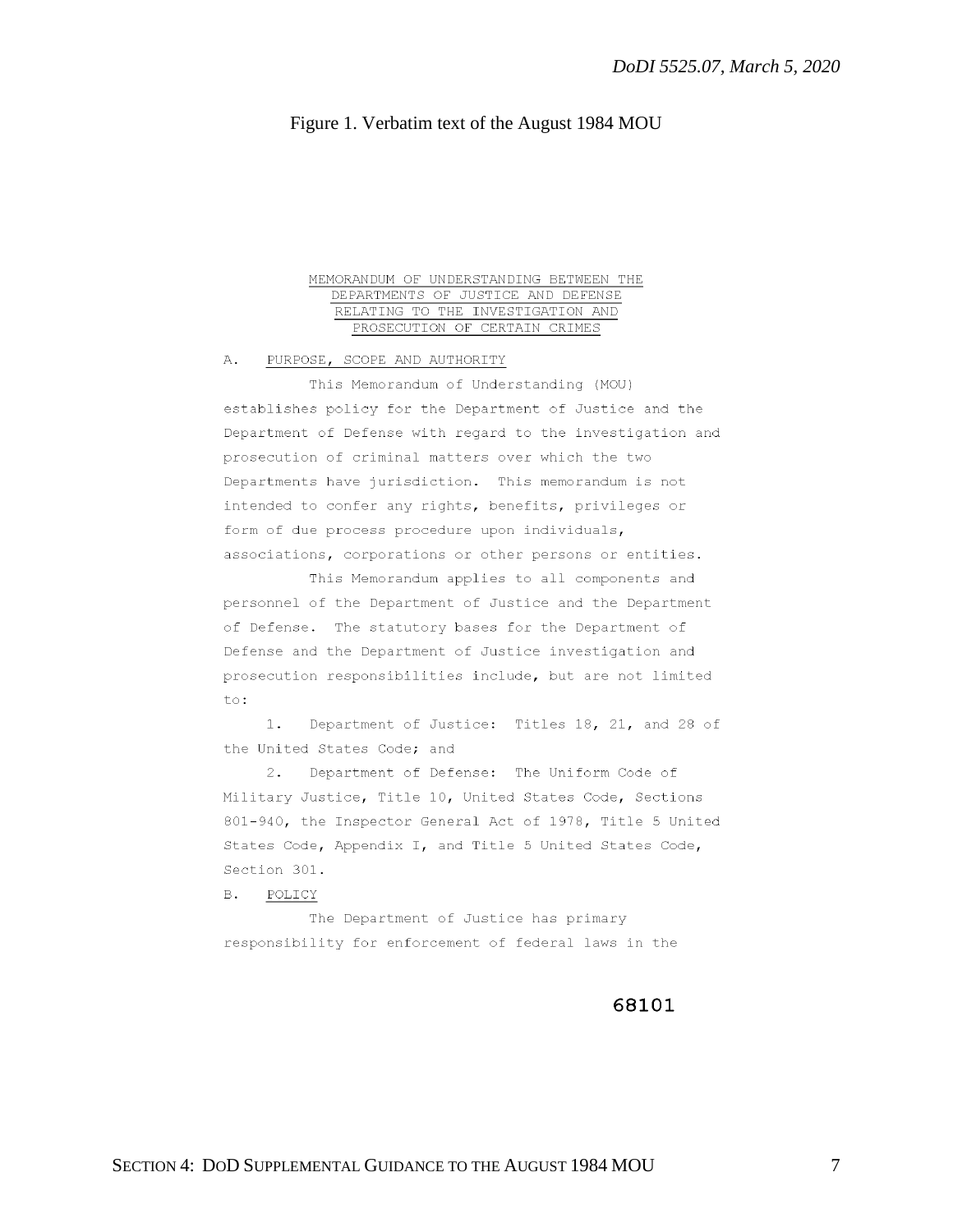Figure 1. Verbatim text of the August 1984 MOU

MEMORANDUM OF UNDERSTANDING BETWEEN THE DEPARTMENTS OF JUSTICE AND DEFENSE RELATING TO THE INVESTIGATION AND PROSECUTION OF CERTAIN CRIMES

A. PURPOSE, SCOPE AND AUTHORITY

This Memorandum of Understanding (MOU) establishes policy for the Department of Justice and the Department of Defense with regard to the investigation and prosecution of criminal matters over which the two Departments have jurisdiction. This memorandum is not intended to confer any rights, benefits, privileges or form of due process procedure upon individuals, associations, corporations or other persons or entities.

This Memorandum applies to all components and personnel of the Department of Justice and the Department of Defense. The statutory bases for the Department of Defense and the Department of Justice investigation and prosecution responsibilities include, but are not limited to:

1. Department of Justice: Titles 18, 21, and 28 of the United States Code; and

2. Department of Defense: The Uniform Code of Military Justice, Title 10, United States Code, Sections 801-940, the Inspector General Act of 1978, Title 5 United States Code, Appendix I, and Title 5 United States Code, Section 301.

B. POLICY

The Department of Justice has primary responsibility for enforcement of federal laws in the

68101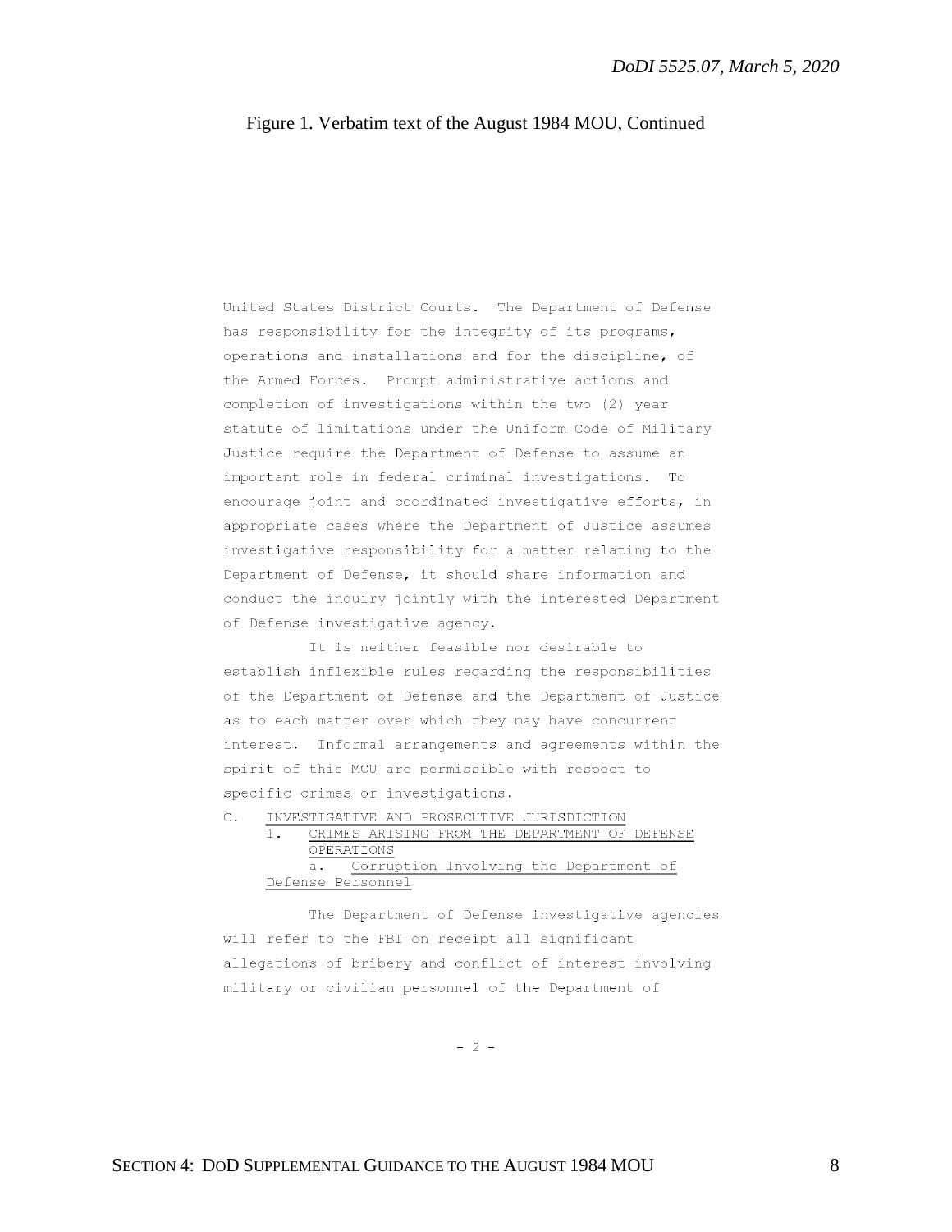Figure 1. Verbatim text of the August 1984 MOU, Continued

United States District Courts. The Department of Defense has responsibility for the integrity of its programs, operations and installations and for the discipline, of the Armed Forces. Prompt administrative actions and completion of investigations within the two (2) year statute of limitations under the Uniform Code of Military Justice require the Department of Defense to assume an important role in federal criminal investigations. To encourage joint and coordinated investigative efforts, in appropriate cases where the Department of Justice assumes investigative responsibility for a matter relating to the Department of Defense, it should share information and conduct the inquiry jointly with the interested Department of Defense investigative agency.

It is neither feasible nor desirable to establish inflexible rules regarding the responsibilities of the Department of Defense and the Department of Justice as to each matter over which they may have concurrent interest. Informal arrangements and agreements within the spirit of this MOU are permissible with respect to specific crimes or investigations.

C. INVESTIGATIVE AND PROSECUTIVE JURISDICTION

1. CRIMES ARISING FROM THE DEPARTMENT OF DEFENSE OPERATIONS

a. Corruption Involving the Department of Defense Personnel

The Department of Defense investigative agencies will refer to the FBI on receipt all significant allegations of bribery and conflict of interest involving military or civilian personnel of the Department of

\- 2 -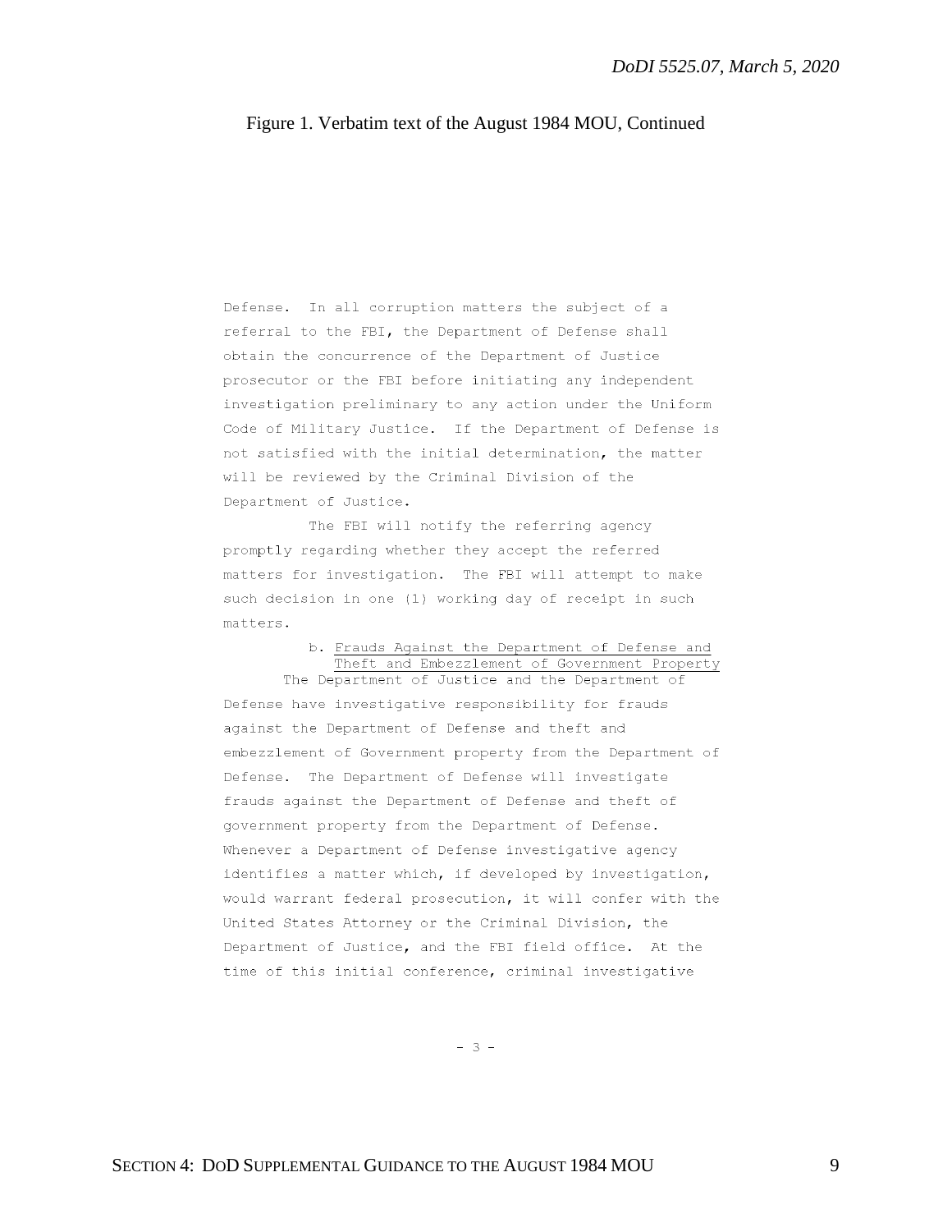Figure 1. Verbatim text of the August 1984 MOU, Continued

Defense. In all corruption matters the subject of a referral to the FBI, the Department of Defense shall obtain the concurrence of the Department of Justice prosecutor or the FBI before initiating any independent investigation preliminary to any action under the Uniform Code of Military Justice. If the Department of Defense is not satisfied with the initial determination, the matter will be reviewed by the Criminal Division of the Department of Justice.

The FBI will notify the referring agency promptly regarding whether they accept the referred matters for investigation. The FBI will attempt to make such decision in one (1) working day of receipt in such matters.

b. Frauds Against the Department of Defense and Theft and Embezzlement of Government Property

The Department of Justice and the Department of Defense have investigative responsibility for frauds against the Department of Defense and theft and embezzlement of Government property from the Department of Defense. The Department of Defense will investigate frauds against the Department of Defense and theft of government property from the Department of Defense. Whenever a Department of Defense investigative agency identifies a matter which, if developed by investigation, would warrant federal prosecution, it will confer with the United States Attorney or the Criminal Division, the Department of Justice, and the FBI field office. At the time of this initial conference, criminal investigative

\- 3 -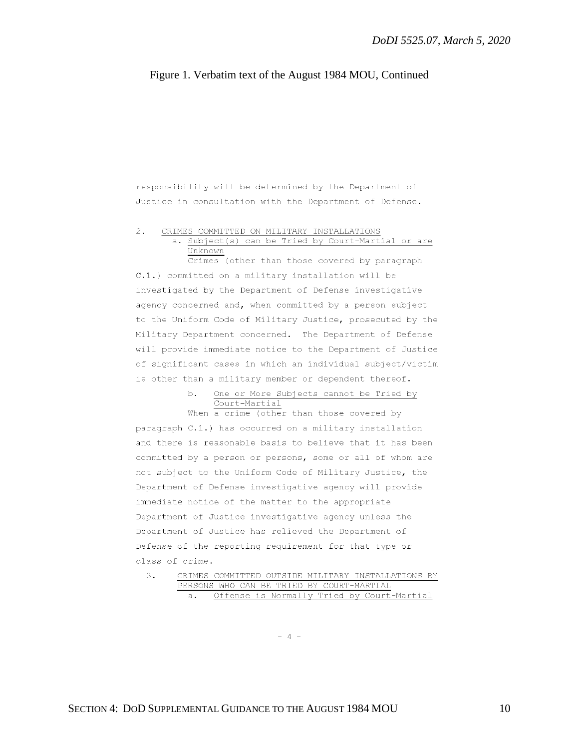Figure 1. Verbatim text of the August 1984 MOU, Continued

responsibility will be determined by the Department of Justice in consultation with the Department of Defense.

2. CRIMES COMMITTED ON MILITARY INSTALLATIONS

a. Subject(s) can be Tried by Court-Martial or are Unknown

Crimes (other than those covered by paragraph C.1.) committed on a military installation will be investigated by the Department of Defense investigative agency concerned and, when committed by a person subject to the Uniform Code of Military Justice, prosecuted by the Military Department concerned. The Department of Defense will provide immediate notice to the Department of Justice of significant cases in which an individual subject/victim is other than a military member or dependent thereof.

b. One or More Subjects cannot be Tried by Court-Martial

When a crime (other than those covered by paragraph C.1.) has occurred on a military installation and there is reasonable basis to believe that it has been committed by a person or persons, some or all of whom are not subject to the Uniform Code of Military Justice, the Department of Defense investigative agency will provide immediate notice of the matter to the appropriate Department of Justice investigative agency unless the Department of Justice has relieved the Department of Defense of the reporting requirement for that type or class of crime.

3. CRIMES COMMITTED OUTSIDE MILITARY INSTALLATIONS BY PERSONS WHO CAN BE TRIED BY COURT-MARTIAL

a. Offense is Normally Tried by Court-Martial

- 4 -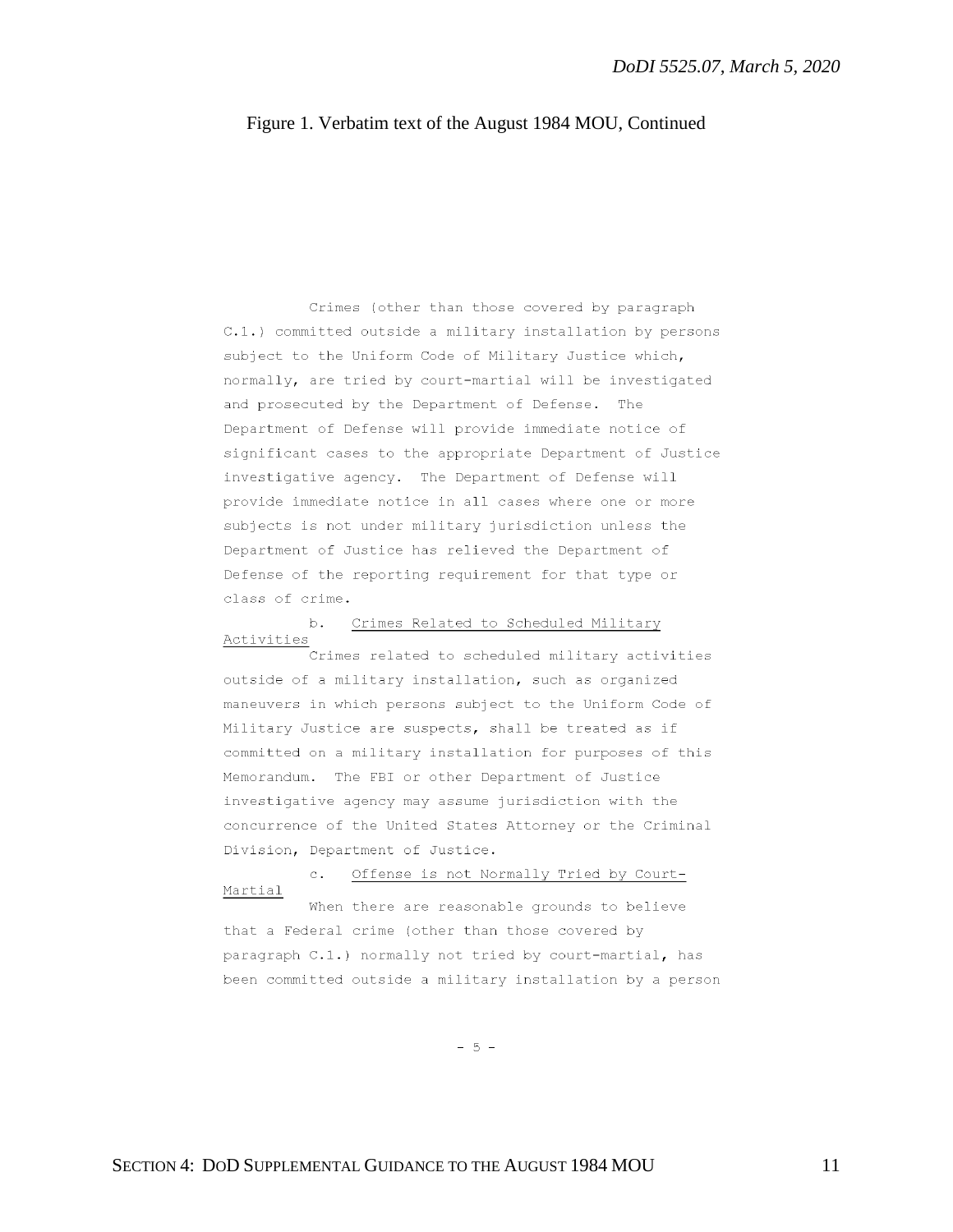Figure 1. Verbatim text of the August 1984 MOU, Continued

Crimes (other than those covered by paragraph C.1.) committed outside a military installation by persons subject to the Uniform Code of Military Justice which, normally, are tried by court-martial will be investigated and prosecuted by the Department of Defense. The Department of Defense will provide immediate notice of significant cases to the appropriate Department of Justice investigative agency. The Department of Defense will provide immediate notice in all cases where one or more subjects is not under military jurisdiction unless the Department of Justice has relieved the Department of Defense of the reporting requirement for that type or class of crime.

b. Crimes Related to Scheduled Military Activities

Crimes related to scheduled military activities outside of a military installation, such as organized maneuvers in which persons subject to the Uniform Code of Military Justice are suspects, shall be treated as if committed on a military installation for purposes of this Memorandum. The FBI or other Department of Justice investigative agency may assume jurisdiction with the concurrence of the United States Attorney or the Criminal Division, Department of Justice.

c. Offense is not Normally Tried by Court-Martial

When there are reasonable grounds to believe that a Federal crime (other than those covered by paragraph C.1.) normally not tried by court-martial, has been committed outside a military installation by a person

- 5 -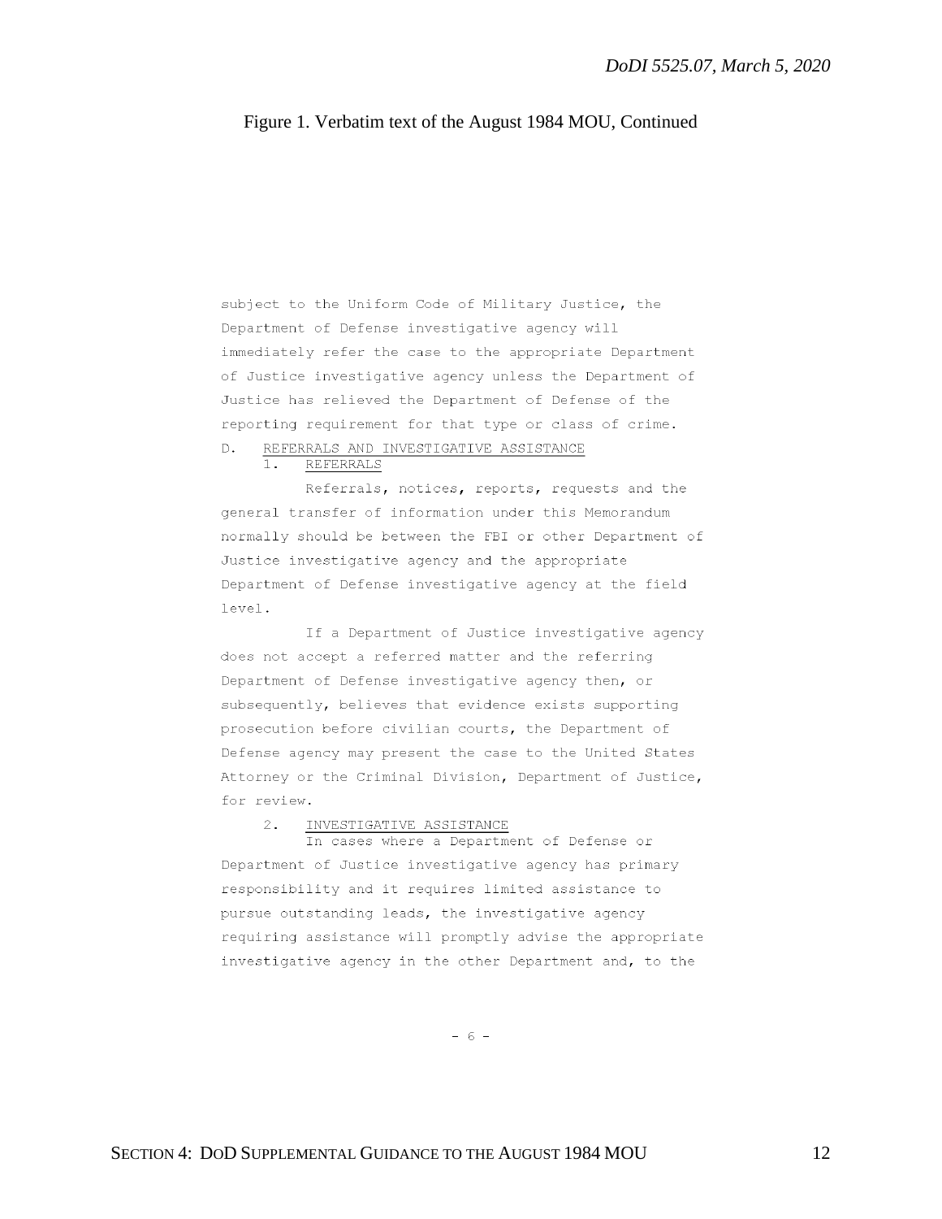Figure 1. Verbatim text of the August 1984 MOU, Continued

subject to the Uniform Code of Military Justice, the Department of Defense investigative agency will immediately refer the case to the appropriate Department of Justice investigative agency unless the Department of Justice has relieved the Department of Defense of the reporting requirement for that type or class of crime.

D. REFERRALS AND INVESTIGATIVE ASSISTANCE

1. REFERRALS

Referrals, notices, reports, requests and the general transfer of information under this Memorandum normally should be between the FBI or other Department of Justice investigative agency and the appropriate Department of Defense investigative agency at the field level.

If a Department of Justice investigative agency does not accept a referred matter and the referring Department of Defense investigative agency then, or subsequently, believes that evidence exists supporting prosecution before civilian courts, the Department of Defense agency may present the case to the United States Attorney or the Criminal Division, Department of Justice, for review.

2. INVESTIGATIVE ASSISTANCE

In cases where a Department of Defense or Department of Justice investigative agency has primary responsibility and it requires limited assistance to pursue outstanding leads, the investigative agency requiring assistance will promptly advise the appropriate investigative agency in the other Department and, to the

- 6 -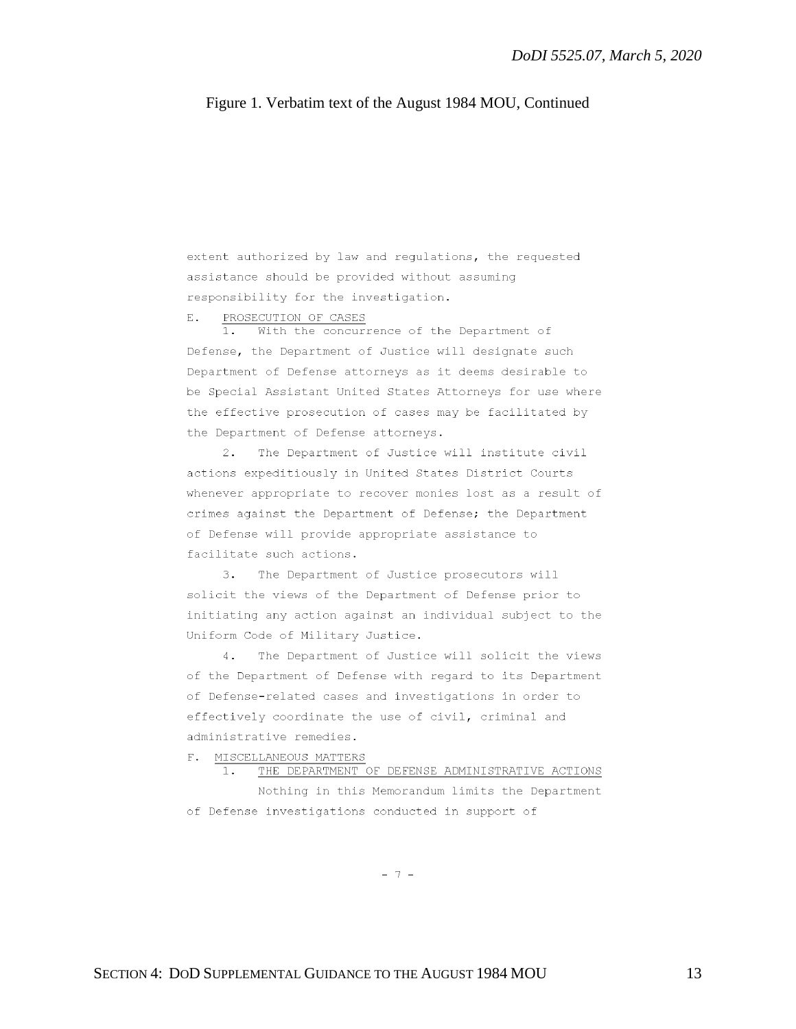Figure 1. Verbatim text of the August 1984 MOU, Continued

extent authorized by law and regulations, the requested assistance should be provided without assuming responsibility for the investigation.

E. PROSECUTION OF CASES

1. With the concurrence of the Department of Defense, the Department of Justice will designate such Department of Defense attorneys as it deems desirable to be Special Assistant United States Attorneys for use where the effective prosecution of cases may be facilitated by the Department of Defense attorneys.

2. The Department of Justice will institute civil actions expeditiously in United States District Courts whenever appropriate to recover monies lost as a result of crimes against the Department of Defense; the Department of Defense will provide appropriate assistance to facilitate such actions.

3. The Department of Justice prosecutors will solicit the views of the Department of Defense prior to initiating any action against an individual subject to the Uniform Code of Military Justice.

4. The Department of Justice will solicit the views of the Department of Defense with regard to its Department of Defense-related cases and investigations in order to effectively coordinate the use of civil, criminal and administrative remedies.

F. MISCELLANEOUS MATTERS

1. THE DEPARTMENT OF DEFENSE ADMINISTRATIVE ACTIONS

Nothing in this Memorandum limits the Department of Defense investigations conducted in support of

\- 7 -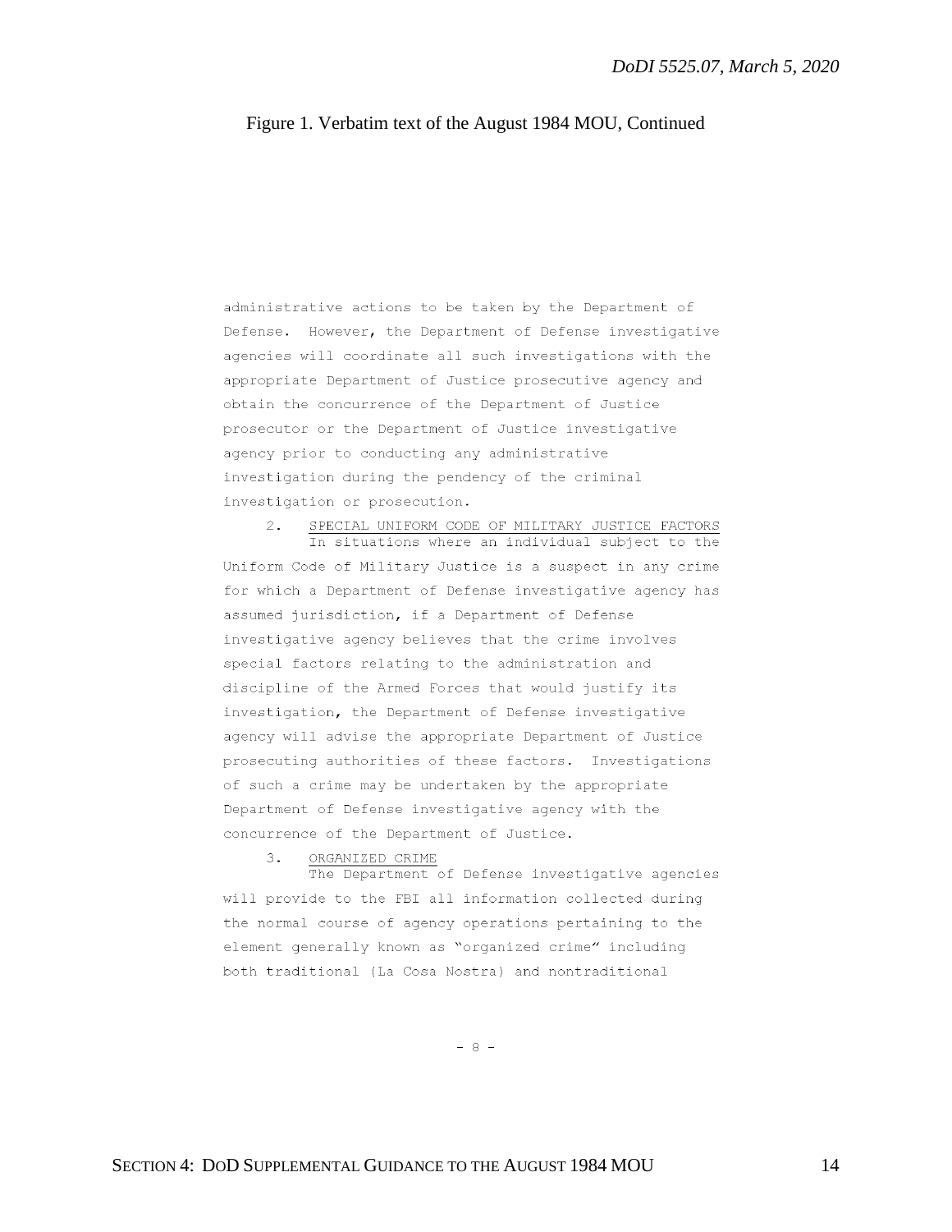Figure 1. Verbatim text of the August 1984 MOU, Continued

administrative actions to be taken by the Department of Defense. However, the Department of Defense investigative agencies will coordinate all such investigations with the appropriate Department of Justice prosecutive agency and obtain the concurrence of the Department of Justice prosecutor or the Department of Justice investigative agency prior to conducting any administrative investigation during the pendency of the criminal investigation or prosecution.

2. <u>SPECIAL UNIFORM CODE OF MILITARY JUSTICE FACTORS</u>
In situations where an individual subject to the Uniform Code of Military Justice is a suspect in any crime for which a Department of Defense investigative agency has assumed jurisdiction, if a Department of Defense investigative agency believes that the crime involves special factors relating to the administration and discipline of the Armed Forces that would justify its investigation, the Department of Defense investigative agency will advise the appropriate Department of Justice prosecuting authorities of these factors. Investigations of such a crime may be undertaken by the appropriate Department of Defense investigative agency with the concurrence of the Department of Justice.

3. <u>ORGANIZED CRIME</u>
The Department of Defense investigative agencies will provide to the FBI all information collected during the normal course of agency operations pertaining to the element generally known as "organized crime" including both traditional (La Cosa Nostra) and nontraditional

- 8 -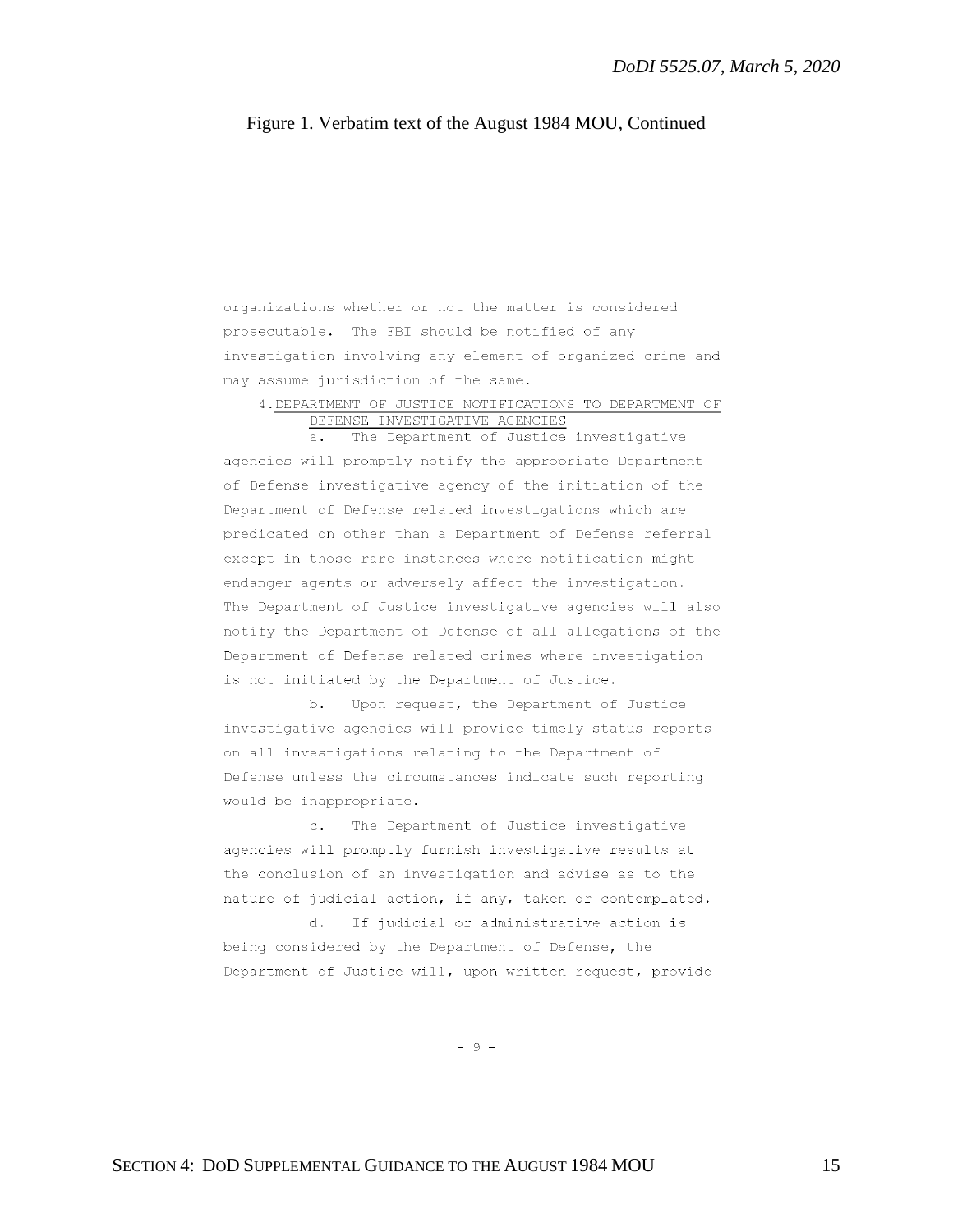Figure 1. Verbatim text of the August 1984 MOU, Continued

organizations whether or not the matter is considered prosecutable. The FBI should be notified of any investigation involving any element of organized crime and may assume jurisdiction of the same.

4. DEPARTMENT OF JUSTICE NOTIFICATIONS TO DEPARTMENT OF DEFENSE INVESTIGATIVE AGENCIES

a. The Department of Justice investigative agencies will promptly notify the appropriate Department of Defense investigative agency of the initiation of the Department of Defense related investigations which are predicated on other than a Department of Defense referral except in those rare instances where notification might endanger agents or adversely affect the investigation. The Department of Justice investigative agencies will also notify the Department of Defense of all allegations of the Department of Defense related crimes where investigation is not initiated by the Department of Justice.

b. Upon request, the Department of Justice investigative agencies will provide timely status reports on all investigations relating to the Department of Defense unless the circumstances indicate such reporting would be inappropriate.

c. The Department of Justice investigative agencies will promptly furnish investigative results at the conclusion of an investigation and advise as to the nature of judicial action, if any, taken or contemplated.

d. If judicial or administrative action is being considered by the Department of Defense, the Department of Justice will, upon written request, provide

\- 9 -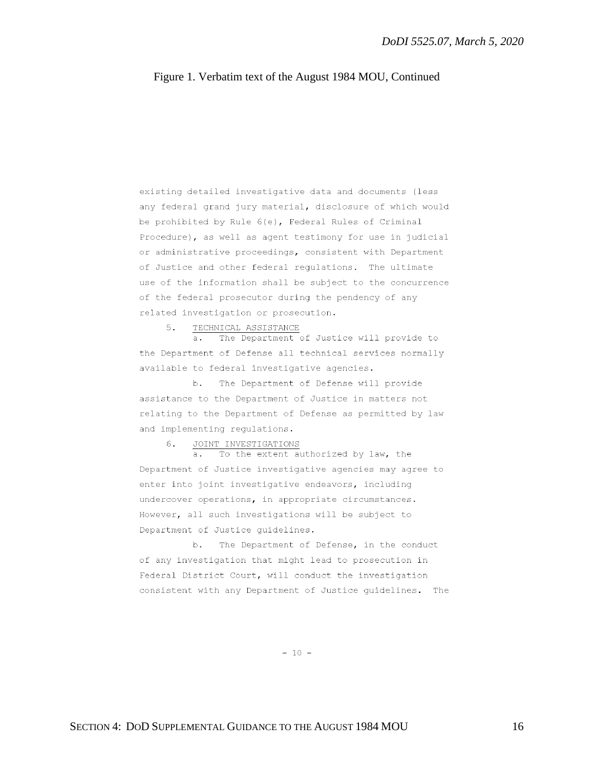Figure 1. Verbatim text of the August 1984 MOU, Continued

existing detailed investigative data and documents (less any federal grand jury material, disclosure of which would be prohibited by Rule 6(e), Federal Rules of Criminal Procedure), as well as agent testimony for use in judicial or administrative proceedings, consistent with Department of Justice and other federal regulations. The ultimate use of the information shall be subject to the concurrence of the federal prosecutor during the pendency of any related investigation or prosecution.

5. TECHNICAL ASSISTANCE

a. The Department of Justice will provide to the Department of Defense all technical services normally available to federal investigative agencies.

b. The Department of Defense will provide assistance to the Department of Justice in matters not relating to the Department of Defense as permitted by law and implementing regulations.

6. JOINT INVESTIGATIONS

a. To the extent authorized by law, the Department of Justice investigative agencies may agree to enter into joint investigative endeavors, including undercover operations, in appropriate circumstances. However, all such investigations will be subject to Department of Justice guidelines.

b. The Department of Defense, in the conduct of any investigation that might lead to prosecution in Federal District Court, will conduct the investigation consistent with any Department of Justice guidelines. The

- 10 -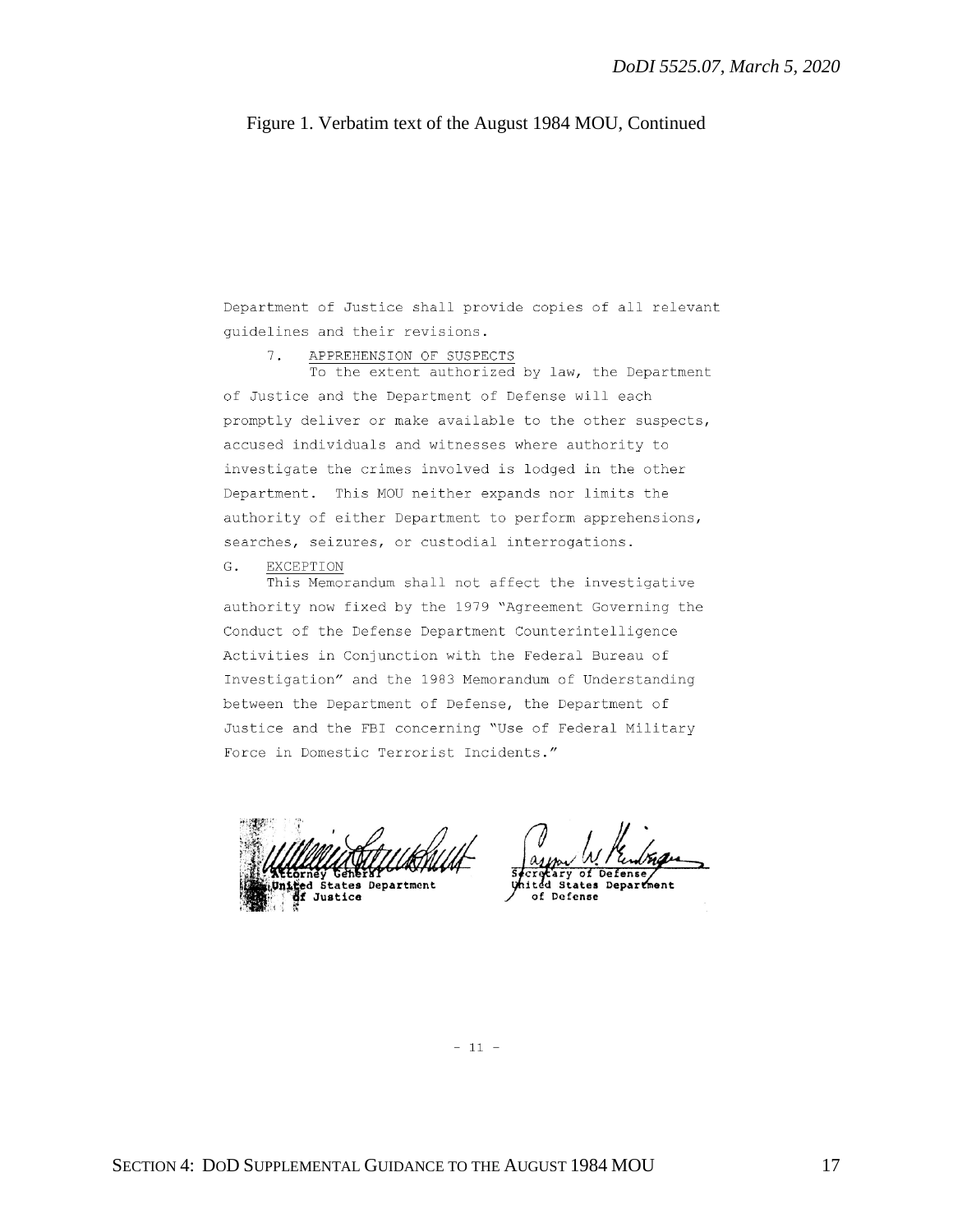Figure 1. Verbatim text of the August 1984 MOU, Continued

Department of Justice shall provide copies of all relevant guidelines and their revisions.

7. APPREHENSION OF SUSPECTS

To the extent authorized by law, the Department of Justice and the Department of Defense will each promptly deliver or make available to the other suspects, accused individuals and witnesses where authority to investigate the crimes involved is lodged in the other Department. This MOU neither expands nor limits the authority of either Department to perform apprehensions, searches, seizures, or custodial interrogations.

G. EXCEPTION

This Memorandum shall not affect the investigative authority now fixed by the 1979 "Agreement Governing the Conduct of the Defense Department Counterintelligence Activities in Conjunction with the Federal Bureau of Investigation" and the 1983 Memorandum of Understanding between the Department of Defense, the Department of Justice and the FBI concerning "Use of Federal Military Force in Domestic Terrorist Incidents."

Attorney General
United States Department of Justice

Secretary of Defense
United States Department of Defense

- 11 -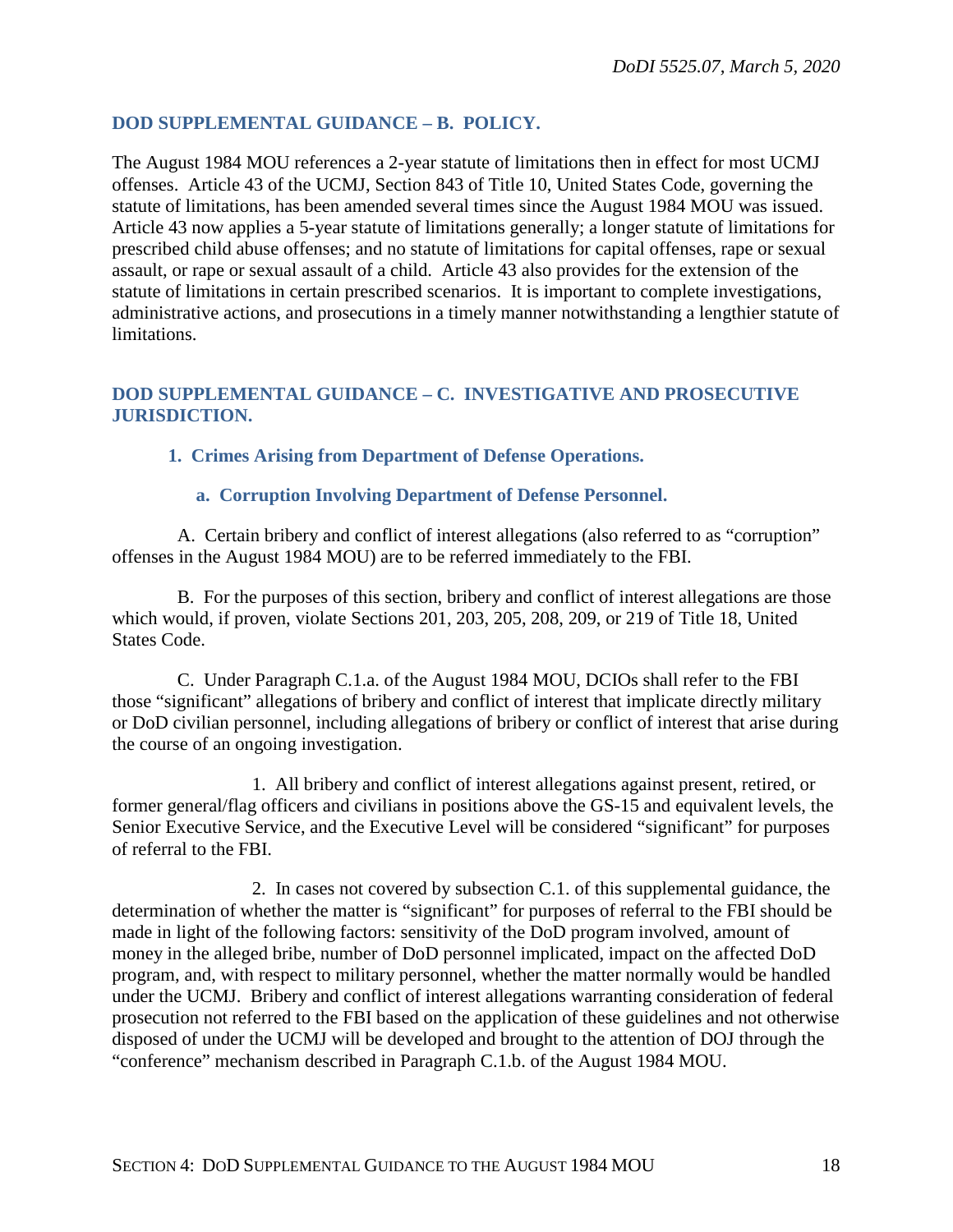## DOD SUPPLEMENTAL GUIDANCE – B. POLICY.

The August 1984 MOU references a 2-year statute of limitations then in effect for most UCMJ offenses. Article 43 of the UCMJ, Section 843 of Title 10, United States Code, governing the statute of limitations, has been amended several times since the August 1984 MOU was issued. Article 43 now applies a 5-year statute of limitations generally; a longer statute of limitations for prescribed child abuse offenses; and no statute of limitations for capital offenses, rape or sexual assault, or rape or sexual assault of a child. Article 43 also provides for the extension of the statute of limitations in certain prescribed scenarios. It is important to complete investigations, administrative actions, and prosecutions in a timely manner notwithstanding a lengthier statute of limitations.

## DOD SUPPLEMENTAL GUIDANCE – C. INVESTIGATIVE AND PROSECUTIVE JURISDICTION.

### 1. Crimes Arising from Department of Defense Operations.

#### a. Corruption Involving Department of Defense Personnel.

A. Certain bribery and conflict of interest allegations (also referred to as "corruption" offenses in the August 1984 MOU) are to be referred immediately to the FBI.

B. For the purposes of this section, bribery and conflict of interest allegations are those which would, if proven, violate Sections 201, 203, 205, 208, 209, or 219 of Title 18, United States Code.

C. Under Paragraph C.1.a. of the August 1984 MOU, DCIOs shall refer to the FBI those "significant" allegations of bribery and conflict of interest that implicate directly military or DoD civilian personnel, including allegations of bribery or conflict of interest that arise during the course of an ongoing investigation.

1. All bribery and conflict of interest allegations against present, retired, or former general/flag officers and civilians in positions above the GS-15 and equivalent levels, the Senior Executive Service, and the Executive Level will be considered "significant" for purposes of referral to the FBI.

2. In cases not covered by subsection C.1. of this supplemental guidance, the determination of whether the matter is "significant" for purposes of referral to the FBI should be made in light of the following factors: sensitivity of the DoD program involved, amount of money in the alleged bribe, number of DoD personnel implicated, impact on the affected DoD program, and, with respect to military personnel, whether the matter normally would be handled under the UCMJ. Bribery and conflict of interest allegations warranting consideration of federal prosecution not referred to the FBI based on the application of these guidelines and not otherwise disposed of under the UCMJ will be developed and brought to the attention of DOJ through the "conference" mechanism described in Paragraph C.1.b. of the August 1984 MOU.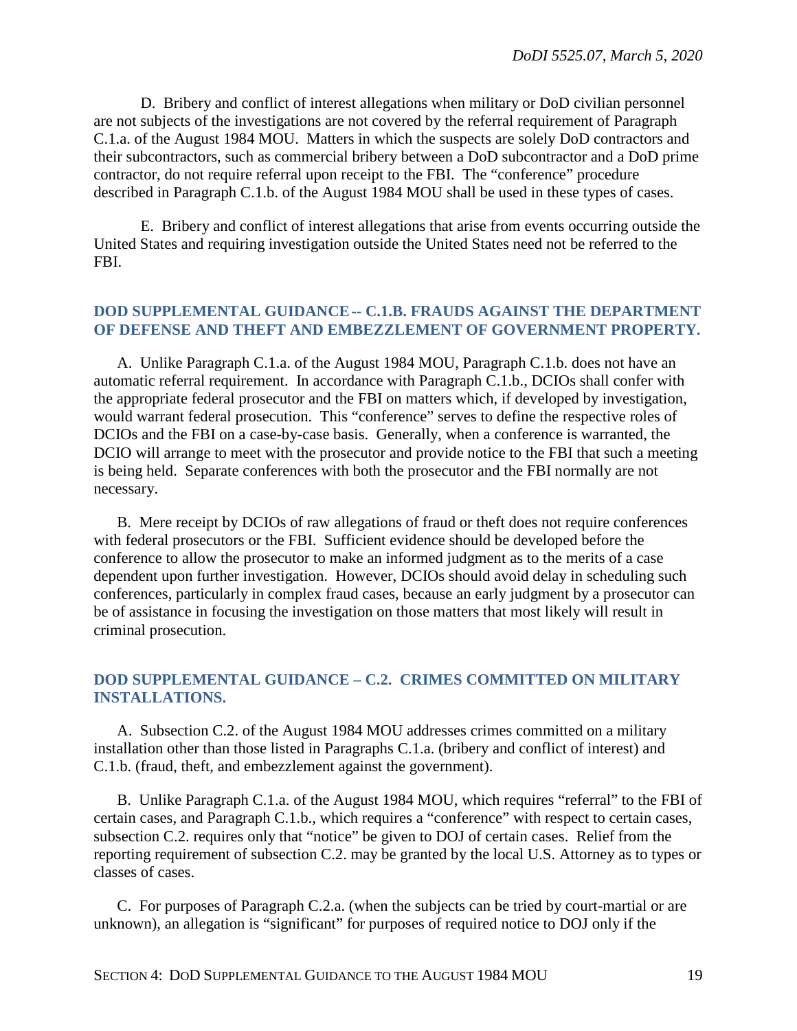D. Bribery and conflict of interest allegations when military or DoD civilian personnel are not subjects of the investigations are not covered by the referral requirement of Paragraph C.1.a. of the August 1984 MOU. Matters in which the suspects are solely DoD contractors and their subcontractors, such as commercial bribery between a DoD subcontractor and a DoD prime contractor, do not require referral upon receipt to the FBI. The "conference" procedure described in Paragraph C.1.b. of the August 1984 MOU shall be used in these types of cases.

E. Bribery and conflict of interest allegations that arise from events occurring outside the United States and requiring investigation outside the United States need not be referred to the FBI.

## DOD SUPPLEMENTAL GUIDANCE -- C.1.B. FRAUDS AGAINST THE DEPARTMENT OF DEFENSE AND THEFT AND EMBEZZLEMENT OF GOVERNMENT PROPERTY.

A. Unlike Paragraph C.1.a. of the August 1984 MOU, Paragraph C.1.b. does not have an automatic referral requirement. In accordance with Paragraph C.1.b., DCIOs shall confer with the appropriate federal prosecutor and the FBI on matters which, if developed by investigation, would warrant federal prosecution. This "conference" serves to define the respective roles of DCIOs and the FBI on a case-by-case basis. Generally, when a conference is warranted, the DCIO will arrange to meet with the prosecutor and provide notice to the FBI that such a meeting is being held. Separate conferences with both the prosecutor and the FBI normally are not necessary.

B. Mere receipt by DCIOs of raw allegations of fraud or theft does not require conferences with federal prosecutors or the FBI. Sufficient evidence should be developed before the conference to allow the prosecutor to make an informed judgment as to the merits of a case dependent upon further investigation. However, DCIOs should avoid delay in scheduling such conferences, particularly in complex fraud cases, because an early judgment by a prosecutor can be of assistance in focusing the investigation on those matters that most likely will result in criminal prosecution.

## DOD SUPPLEMENTAL GUIDANCE – C.2. CRIMES COMMITTED ON MILITARY INSTALLATIONS.

A. Subsection C.2. of the August 1984 MOU addresses crimes committed on a military installation other than those listed in Paragraphs C.1.a. (bribery and conflict of interest) and C.1.b. (fraud, theft, and embezzlement against the government).

B. Unlike Paragraph C.1.a. of the August 1984 MOU, which requires "referral" to the FBI of certain cases, and Paragraph C.1.b., which requires a "conference" with respect to certain cases, subsection C.2. requires only that "notice" be given to DOJ of certain cases. Relief from the reporting requirement of subsection C.2. may be granted by the local U.S. Attorney as to types or classes of cases.

C. For purposes of Paragraph C.2.a. (when the subjects can be tried by court-martial or are unknown), an allegation is "significant" for purposes of required notice to DOJ only if the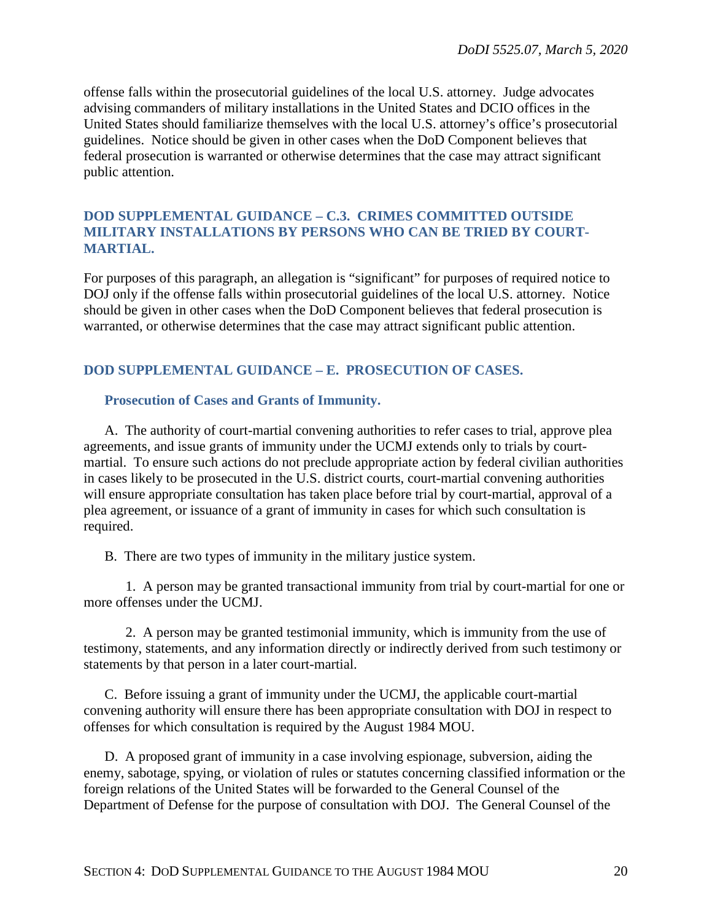offense falls within the prosecutorial guidelines of the local U.S. attorney. Judge advocates advising commanders of military installations in the United States and DCIO offices in the United States should familiarize themselves with the local U.S. attorney's office's prosecutorial guidelines. Notice should be given in other cases when the DoD Component believes that federal prosecution is warranted or otherwise determines that the case may attract significant public attention.

## DOD SUPPLEMENTAL GUIDANCE – C.3. CRIMES COMMITTED OUTSIDE MILITARY INSTALLATIONS BY PERSONS WHO CAN BE TRIED BY COURT-MARTIAL.

For purposes of this paragraph, an allegation is "significant" for purposes of required notice to DOJ only if the offense falls within prosecutorial guidelines of the local U.S. attorney. Notice should be given in other cases when the DoD Component believes that federal prosecution is warranted, or otherwise determines that the case may attract significant public attention.

## DOD SUPPLEMENTAL GUIDANCE – E. PROSECUTION OF CASES.

### Prosecution of Cases and Grants of Immunity.

A. The authority of court-martial convening authorities to refer cases to trial, approve plea agreements, and issue grants of immunity under the UCMJ extends only to trials by court-martial. To ensure such actions do not preclude appropriate action by federal civilian authorities in cases likely to be prosecuted in the U.S. district courts, court-martial convening authorities will ensure appropriate consultation has taken place before trial by court-martial, approval of a plea agreement, or issuance of a grant of immunity in cases for which such consultation is required.

B. There are two types of immunity in the military justice system.

1. A person may be granted transactional immunity from trial by court-martial for one or more offenses under the UCMJ.

2. A person may be granted testimonial immunity, which is immunity from the use of testimony, statements, and any information directly or indirectly derived from such testimony or statements by that person in a later court-martial.

C. Before issuing a grant of immunity under the UCMJ, the applicable court-martial convening authority will ensure there has been appropriate consultation with DOJ in respect to offenses for which consultation is required by the August 1984 MOU.

D. A proposed grant of immunity in a case involving espionage, subversion, aiding the enemy, sabotage, spying, or violation of rules or statutes concerning classified information or the foreign relations of the United States will be forwarded to the General Counsel of the Department of Defense for the purpose of consultation with DOJ. The General Counsel of the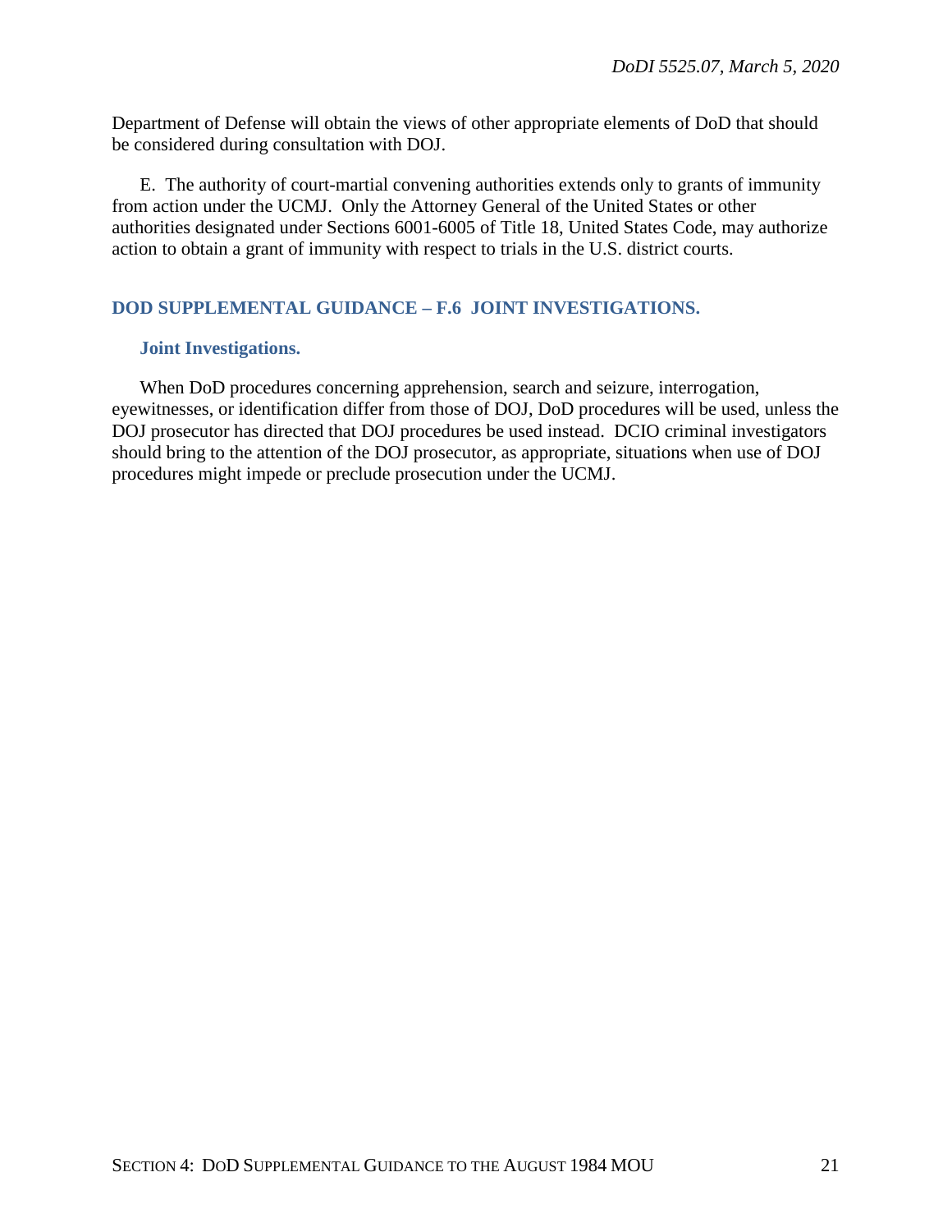Department of Defense will obtain the views of other appropriate elements of DoD that should be considered during consultation with DOJ.

E. The authority of court-martial convening authorities extends only to grants of immunity from action under the UCMJ. Only the Attorney General of the United States or other authorities designated under Sections 6001-6005 of Title 18, United States Code, may authorize action to obtain a grant of immunity with respect to trials in the U.S. district courts.

## DOD SUPPLEMENTAL GUIDANCE – F.6 JOINT INVESTIGATIONS.

### Joint Investigations.

When DoD procedures concerning apprehension, search and seizure, interrogation, eyewitnesses, or identification differ from those of DOJ, DoD procedures will be used, unless the DOJ prosecutor has directed that DOJ procedures be used instead. DCIO criminal investigators should bring to the attention of the DOJ prosecutor, as appropriate, situations when use of DOJ procedures might impede or preclude prosecution under the UCMJ.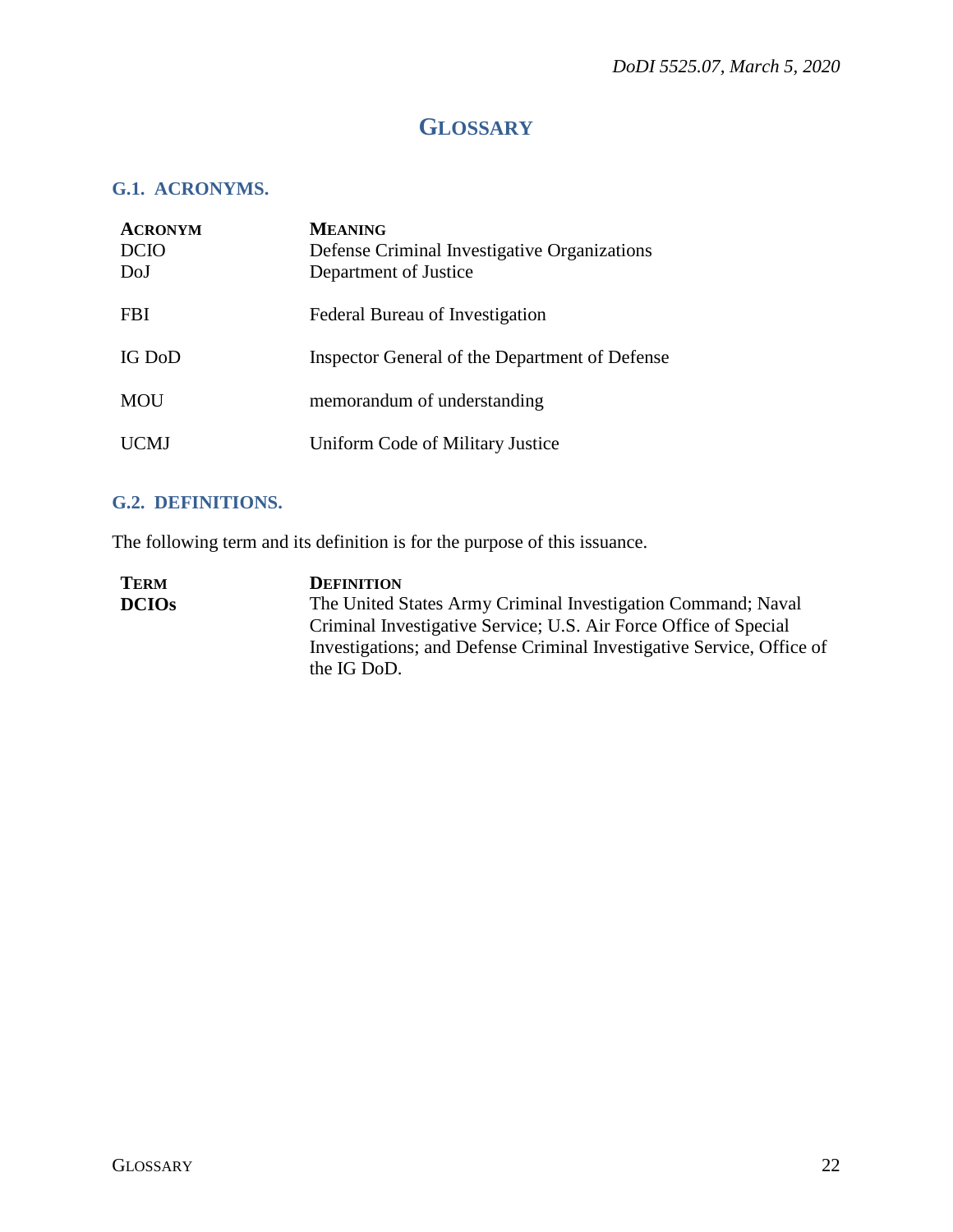# GLOSSARY

## G.1. ACRONYMS.

| ACRONYM | MEANING |
| --- | --- |
| DCIO | Defense Criminal Investigative Organizations |
| DoJ | Department of Justice |
| FBI | Federal Bureau of Investigation |
| IG DoD | Inspector General of the Department of Defense |
| MOU | memorandum of understanding |
| UCMJ | Uniform Code of Military Justice |

## G.2. DEFINITIONS.

The following term and its definition is for the purpose of this issuance.

| TERM | DEFINITION |
| --- | --- |
| **DCIOs** | The United States Army Criminal Investigation Command; Naval Criminal Investigative Service; U.S. Air Force Office of Special Investigations; and Defense Criminal Investigative Service, Office of the IG DoD. |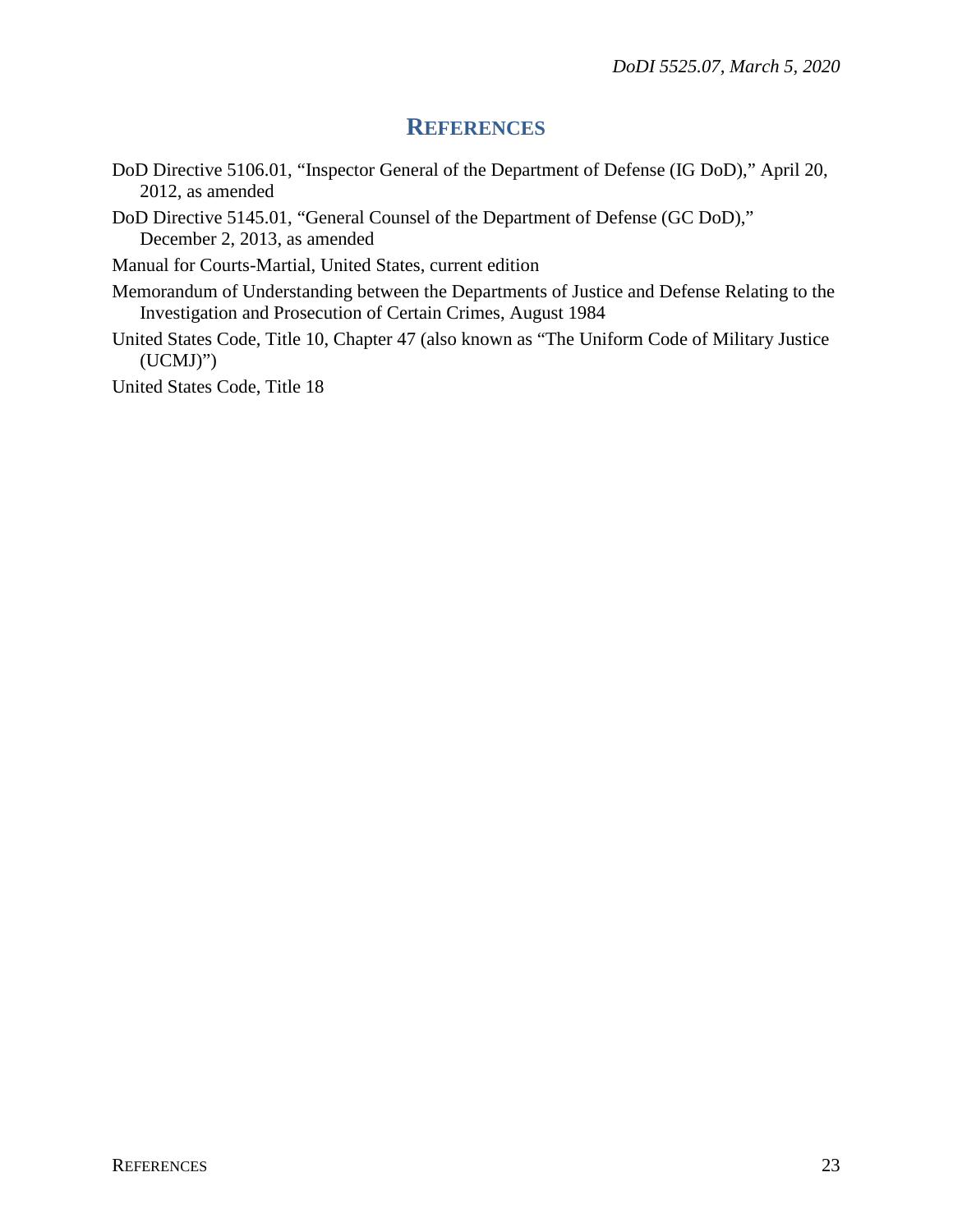## REFERENCES

DoD Directive 5106.01, "Inspector General of the Department of Defense (IG DoD)," April 20, 2012, as amended

DoD Directive 5145.01, "General Counsel of the Department of Defense (GC DoD)," December 2, 2013, as amended

Manual for Courts-Martial, United States, current edition

Memorandum of Understanding between the Departments of Justice and Defense Relating to the Investigation and Prosecution of Certain Crimes, August 1984

United States Code, Title 10, Chapter 47 (also known as "The Uniform Code of Military Justice (UCMJ)")

United States Code, Title 18